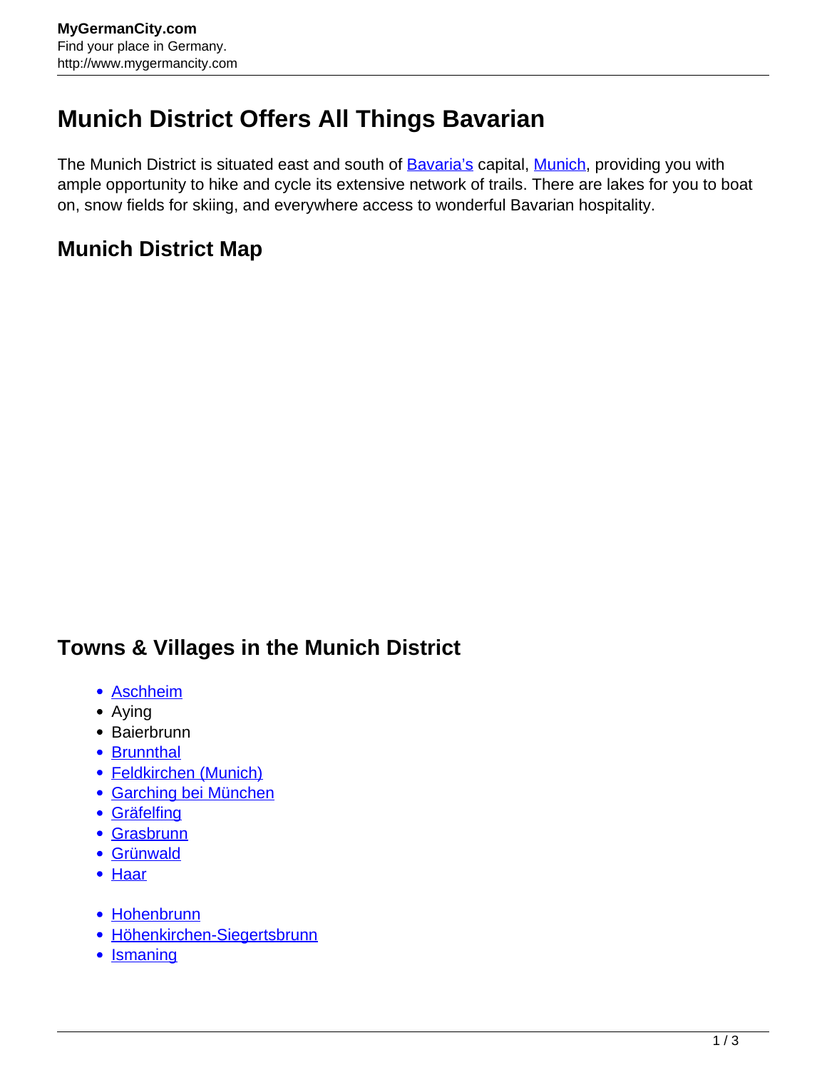# Munich District Offers All Things Bavarian

The Munich District is situated east and south of Bavaria's capital, Munich, providing you with ample opportunity to hike and cycle its extensive network of trails. There are lakes for you to boat on, snow fields for skiing, and everywhere access to wonderful Bavarian hospitality.

## Munich District Map

## Towns & Villages in the Munich District

- Aschheim
- Aying
- Baierbrunn
- Brunnthal
- Feldkirchen (Munich)
- Garching bei München
- Gräfelfing
- Grasbrunn
- Grünwald
- Haar

- Hohenbrunn
- Höhenkirchen-Siegertsbrunn
- Ismaning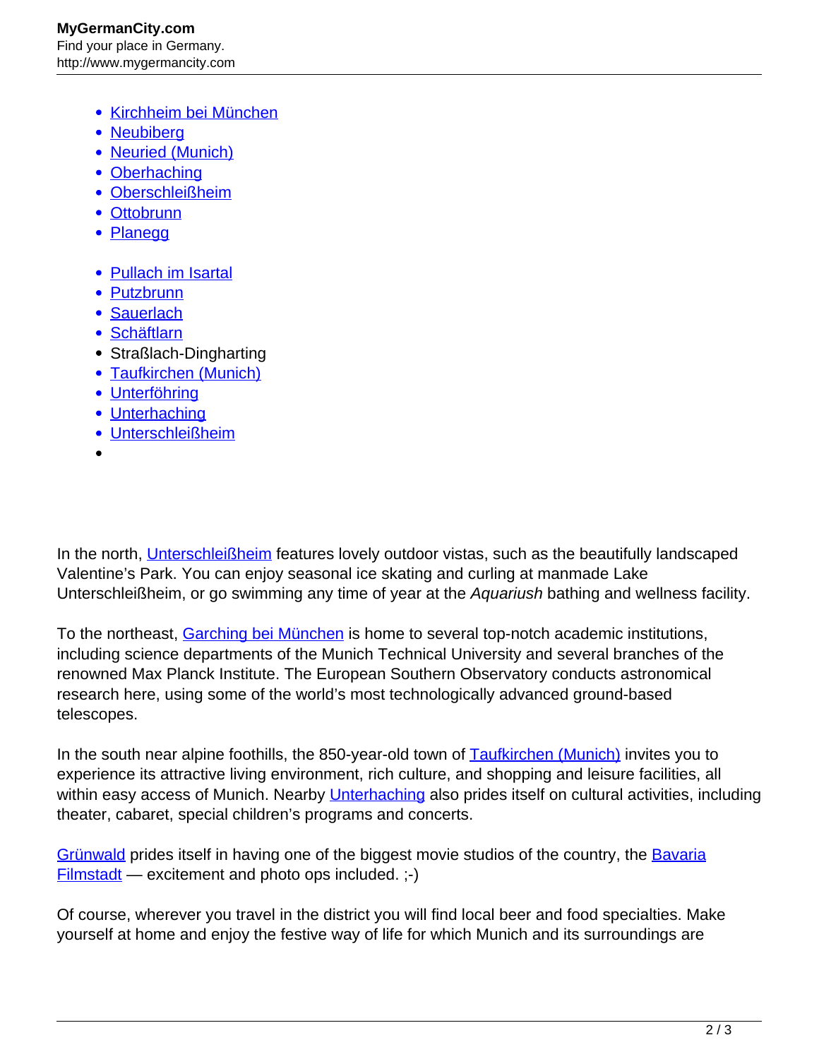- Kirchheim bei München
- Neubiberg
- Neuried (Munich)
- Oberhaching
- Oberschleißheim
- Ottobrunn
- Planegg

- Pullach im Isartal
- Putzbrunn
- Sauerlach
- Schäftlarn
- Straßlach-Dingharting
- Taufkirchen (Munich)
- Unterföhring
- Unterhaching
- Unterschleißheim
- 

In the north, Unterschleißheim features lovely outdoor vistas, such as the beautifully landscaped Valentine's Park. You can enjoy seasonal ice skating and curling at manmade Lake Unterschleißheim, or go swimming any time of year at the *Aquariush* bathing and wellness facility.

To the northeast, Garching bei München is home to several top-notch academic institutions, including science departments of the Munich Technical University and several branches of the renowned Max Planck Institute. The European Southern Observatory conducts astronomical research here, using some of the world's most technologically advanced ground-based telescopes.

In the south near alpine foothills, the 850-year-old town of Taufkirchen (Munich) invites you to experience its attractive living environment, rich culture, and shopping and leisure facilities, all within easy access of Munich. Nearby Unterhaching also prides itself on cultural activities, including theater, cabaret, special children's programs and concerts.

Grünwald prides itself in having one of the biggest movie studios of the country, the Bavaria Filmstadt — excitement and photo ops included. ;-)

Of course, wherever you travel in the district you will find local beer and food specialties. Make yourself at home and enjoy the festive way of life for which Munich and its surroundings are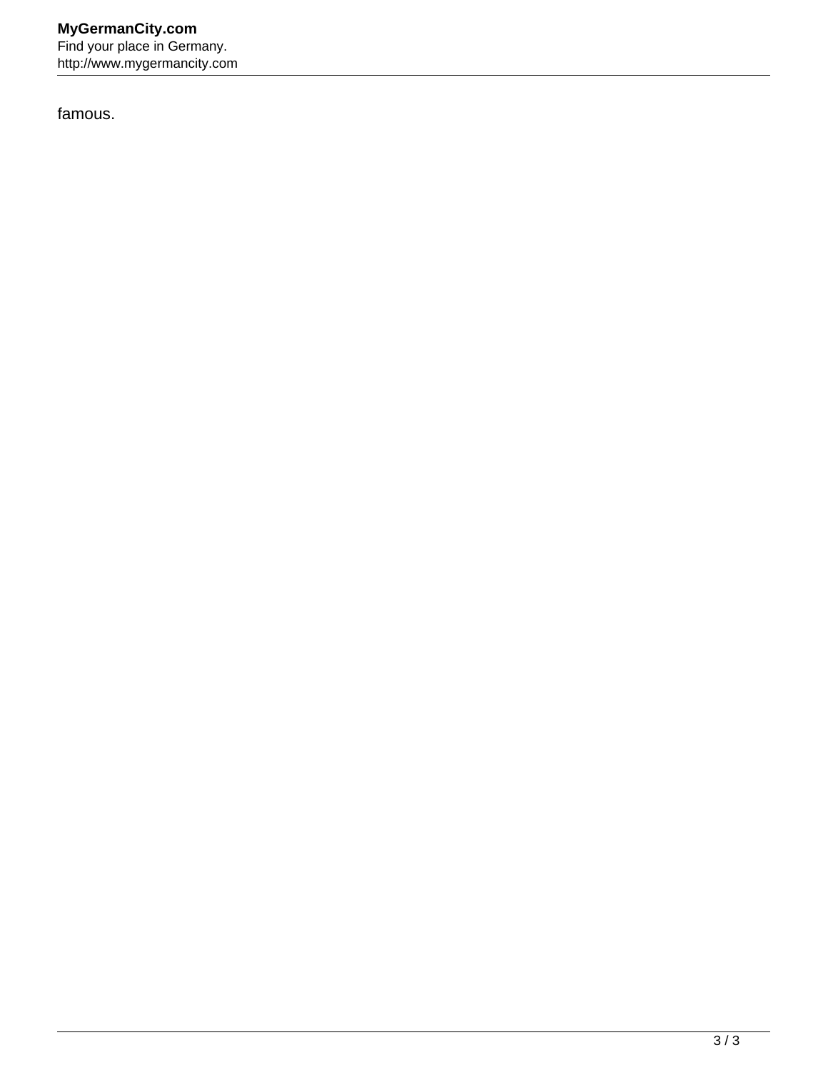famous.